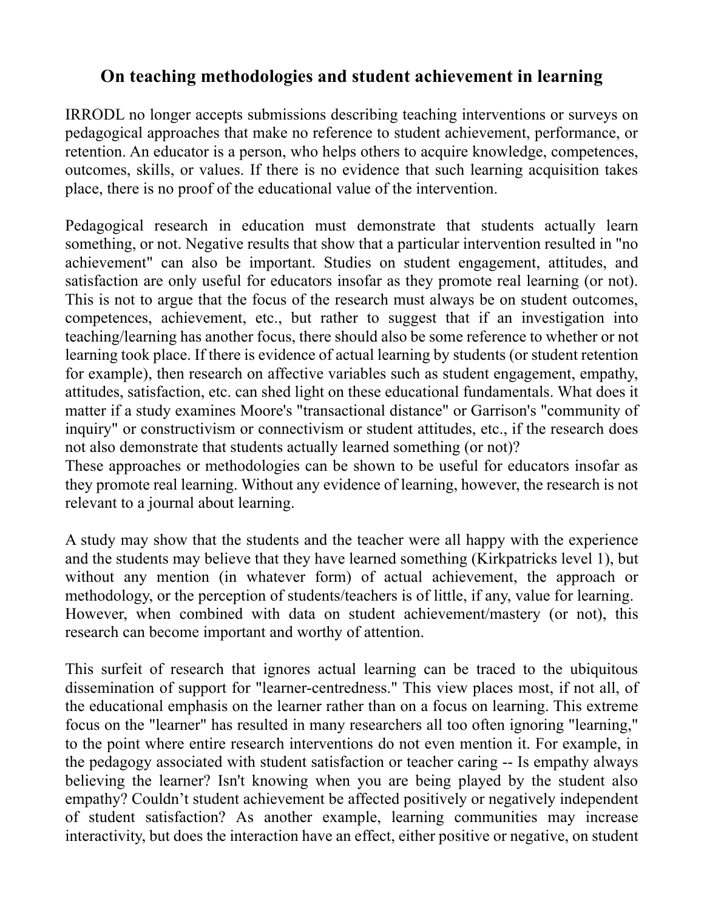# On teaching methodologies and student achievement in learning

IRRODL no longer accepts submissions describing teaching interventions or surveys on pedagogical approaches that make no reference to student achievement, performance, or retention. An educator is a person, who helps others to acquire knowledge, competences, outcomes, skills, or values. If there is no evidence that such learning acquisition takes place, there is no proof of the educational value of the intervention.

Pedagogical research in education must demonstrate that students actually learn something, or not. Negative results that show that a particular intervention resulted in "no achievement" can also be important. Studies on student engagement, attitudes, and satisfaction are only useful for educators insofar as they promote real learning (or not). This is not to argue that the focus of the research must always be on student outcomes, competences, achievement, etc., but rather to suggest that if an investigation into teaching/learning has another focus, there should also be some reference to whether or not learning took place. If there is evidence of actual learning by students (or student retention for example), then research on affective variables such as student engagement, empathy, attitudes, satisfaction, etc. can shed light on these educational fundamentals. What does it matter if a study examines Moore's "transactional distance" or Garrison's "community of inquiry" or constructivism or connectivism or student attitudes, etc., if the research does not also demonstrate that students actually learned something (or not)?
These approaches or methodologies can be shown to be useful for educators insofar as they promote real learning. Without any evidence of learning, however, the research is not relevant to a journal about learning.

A study may show that the students and the teacher were all happy with the experience and the students may believe that they have learned something (Kirkpatricks level 1), but without any mention (in whatever form) of actual achievement, the approach or methodology, or the perception of students/teachers is of little, if any, value for learning. However, when combined with data on student achievement/mastery (or not), this research can become important and worthy of attention.

This surfeit of research that ignores actual learning can be traced to the ubiquitous dissemination of support for "learner-centredness." This view places most, if not all, of the educational emphasis on the learner rather than on a focus on learning. This extreme focus on the "learner" has resulted in many researchers all too often ignoring "learning," to the point where entire research interventions do not even mention it. For example, in the pedagogy associated with student satisfaction or teacher caring -- Is empathy always believing the learner? Isn't knowing when you are being played by the student also empathy? Couldn't student achievement be affected positively or negatively independent of student satisfaction? As another example, learning communities may increase interactivity, but does the interaction have an effect, either positive or negative, on student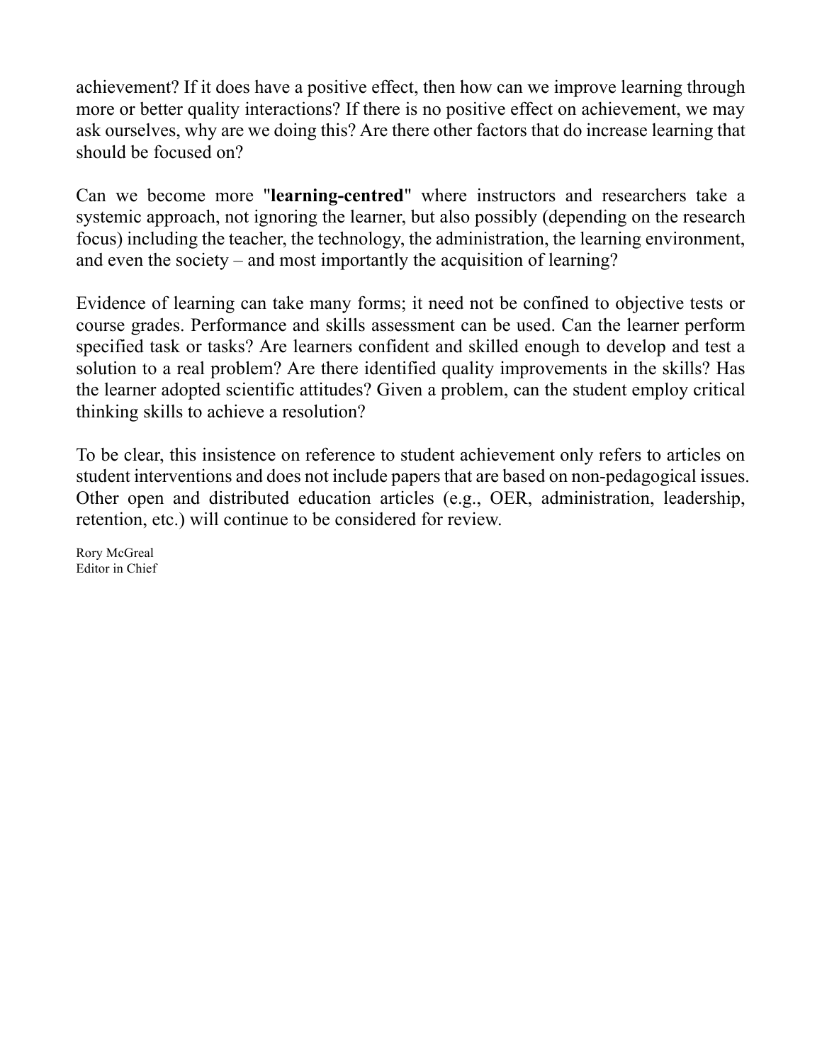achievement? If it does have a positive effect, then how can we improve learning through more or better quality interactions? If there is no positive effect on achievement, we may ask ourselves, why are we doing this? Are there other factors that do increase learning that should be focused on?

Can we become more "**learning-centred**" where instructors and researchers take a systemic approach, not ignoring the learner, but also possibly (depending on the research focus) including the teacher, the technology, the administration, the learning environment, and even the society – and most importantly the acquisition of learning?

Evidence of learning can take many forms; it need not be confined to objective tests or course grades. Performance and skills assessment can be used. Can the learner perform specified task or tasks? Are learners confident and skilled enough to develop and test a solution to a real problem? Are there identified quality improvements in the skills? Has the learner adopted scientific attitudes? Given a problem, can the student employ critical thinking skills to achieve a resolution?

To be clear, this insistence on reference to student achievement only refers to articles on student interventions and does not include papers that are based on non-pedagogical issues. Other open and distributed education articles (e.g., OER, administration, leadership, retention, etc.) will continue to be considered for review.

Rory McGreal
Editor in Chief